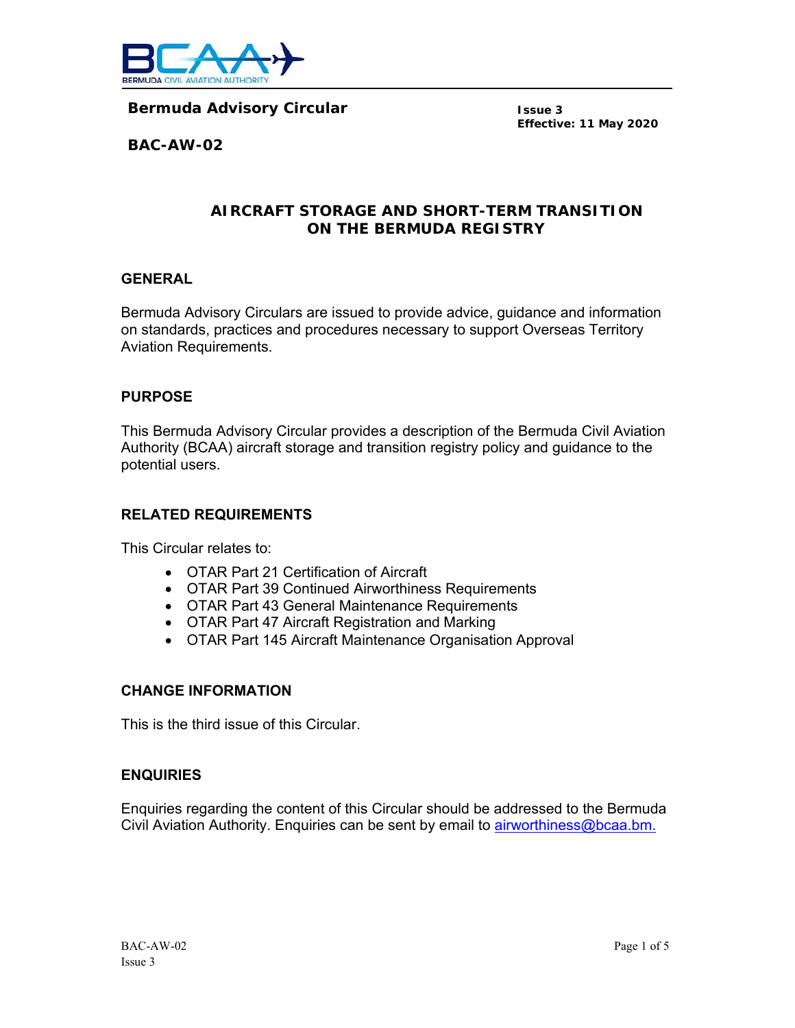BCAA
BERMUDA CIVIL AVIATION AUTHORITY

**Bermuda Advisory Circular**

**Issue 3**
**Effective: 11 May 2020**

**BAC-AW-02**

# AIRCRAFT STORAGE AND SHORT-TERM TRANSITION ON THE BERMUDA REGISTRY

## GENERAL

Bermuda Advisory Circulars are issued to provide advice, guidance and information on standards, practices and procedures necessary to support Overseas Territory Aviation Requirements.

## PURPOSE

This Bermuda Advisory Circular provides a description of the Bermuda Civil Aviation Authority (BCAA) aircraft storage and transition registry policy and guidance to the potential users.

## RELATED REQUIREMENTS

This Circular relates to:

- OTAR Part 21 Certification of Aircraft
- OTAR Part 39 Continued Airworthiness Requirements
- OTAR Part 43 General Maintenance Requirements
- OTAR Part 47 Aircraft Registration and Marking
- OTAR Part 145 Aircraft Maintenance Organisation Approval

## CHANGE INFORMATION

This is the third issue of this Circular.

## ENQUIRIES

Enquiries regarding the content of this Circular should be addressed to the Bermuda Civil Aviation Authority. Enquiries can be sent by email to airworthiness@bcaa.bm.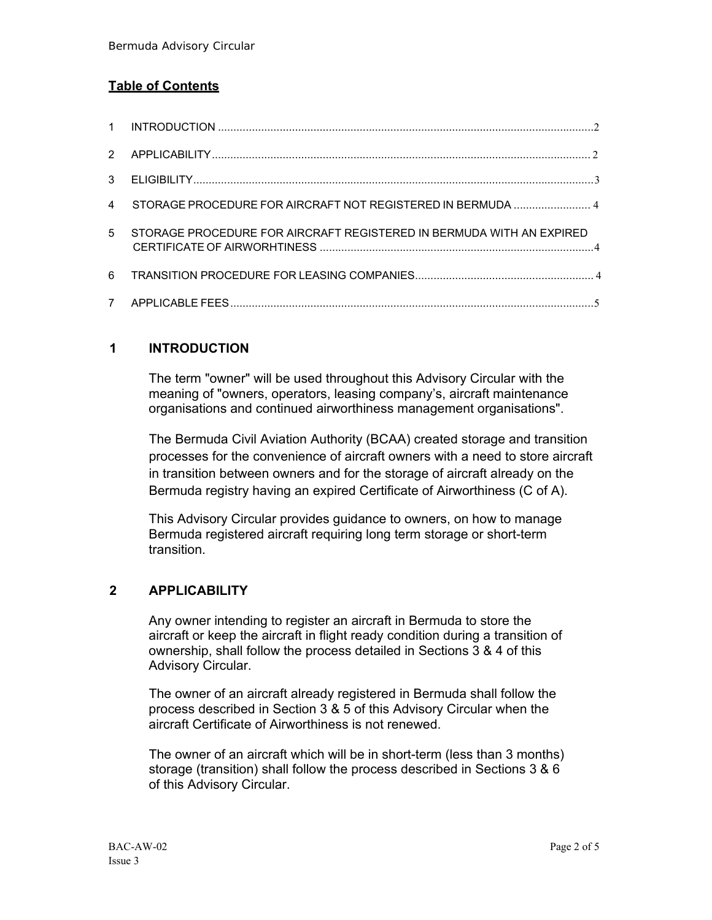## Table of Contents

1 INTRODUCTION ........................................................................................................................2

2 APPLICABILITY........................................................................................................................ 2

3 ELIGIBILITY...............................................................................................................................3

4 STORAGE PROCEDURE FOR AIRCRAFT NOT REGISTERED IN BERMUDA ......................... 4

5 STORAGE PROCEDURE FOR AIRCRAFT REGISTERED IN BERMUDA WITH AN EXPIRED CERTIFICATE OF AIRWORHTINESS .......................................................................................4

6 TRANSITION PROCEDURE FOR LEASING COMPANIES......................................................... 4

7 APPLICABLE FEES....................................................................................................................5

## 1 INTRODUCTION

The term "owner" will be used throughout this Advisory Circular with the meaning of "owners, operators, leasing company's, aircraft maintenance organisations and continued airworthiness management organisations".

The Bermuda Civil Aviation Authority (BCAA) created storage and transition processes for the convenience of aircraft owners with a need to store aircraft in transition between owners and for the storage of aircraft already on the Bermuda registry having an expired Certificate of Airworthiness (C of A).

This Advisory Circular provides guidance to owners, on how to manage Bermuda registered aircraft requiring long term storage or short-term transition.

## 2 APPLICABILITY

Any owner intending to register an aircraft in Bermuda to store the aircraft or keep the aircraft in flight ready condition during a transition of ownership, shall follow the process detailed in Sections 3 & 4 of this Advisory Circular.

The owner of an aircraft already registered in Bermuda shall follow the process described in Section 3 & 5 of this Advisory Circular when the aircraft Certificate of Airworthiness is not renewed.

The owner of an aircraft which will be in short-term (less than 3 months) storage (transition) shall follow the process described in Sections 3 & 6 of this Advisory Circular.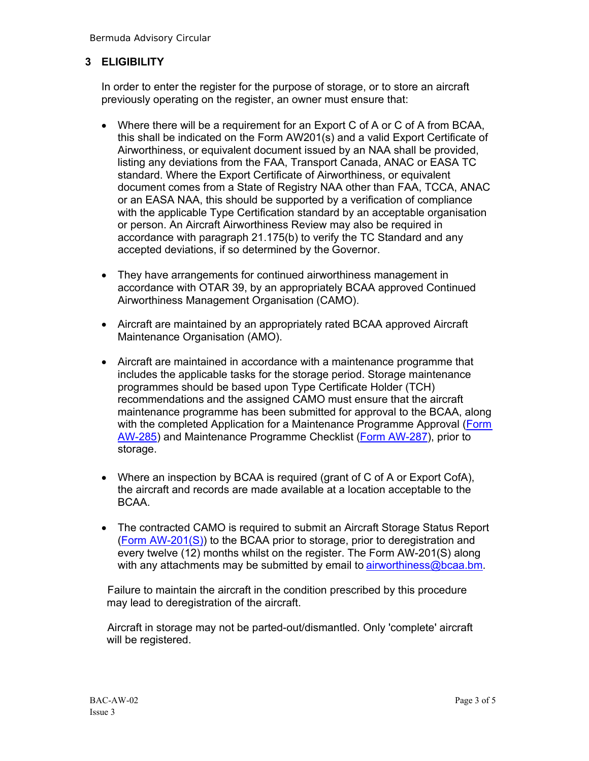## 3 ELIGIBILITY

In order to enter the register for the purpose of storage, or to store an aircraft previously operating on the register, an owner must ensure that:

- Where there will be a requirement for an Export C of A or C of A from BCAA, this shall be indicated on the Form AW201(s) and a valid Export Certificate of Airworthiness, or equivalent document issued by an NAA shall be provided, listing any deviations from the FAA, Transport Canada, ANAC or EASA TC standard. Where the Export Certificate of Airworthiness, or equivalent document comes from a State of Registry NAA other than FAA, TCCA, ANAC or an EASA NAA, this should be supported by a verification of compliance with the applicable Type Certification standard by an acceptable organisation or person. An Aircraft Airworthiness Review may also be required in accordance with paragraph 21.175(b) to verify the TC Standard and any accepted deviations, if so determined by the Governor.

- They have arrangements for continued airworthiness management in accordance with OTAR 39, by an appropriately BCAA approved Continued Airworthiness Management Organisation (CAMO).

- Aircraft are maintained by an appropriately rated BCAA approved Aircraft Maintenance Organisation (AMO).

- Aircraft are maintained in accordance with a maintenance programme that includes the applicable tasks for the storage period. Storage maintenance programmes should be based upon Type Certificate Holder (TCH) recommendations and the assigned CAMO must ensure that the aircraft maintenance programme has been submitted for approval to the BCAA, along with the completed Application for a Maintenance Programme Approval (Form AW-285) and Maintenance Programme Checklist (Form AW-287), prior to storage.

- Where an inspection by BCAA is required (grant of C of A or Export CofA), the aircraft and records are made available at a location acceptable to the BCAA.

- The contracted CAMO is required to submit an Aircraft Storage Status Report (Form AW-201(S)) to the BCAA prior to storage, prior to deregistration and every twelve (12) months whilst on the register. The Form AW-201(S) along with any attachments may be submitted by email to airworthiness@bcaa.bm.

Failure to maintain the aircraft in the condition prescribed by this procedure may lead to deregistration of the aircraft.

Aircraft in storage may not be parted-out/dismantled. Only 'complete' aircraft will be registered.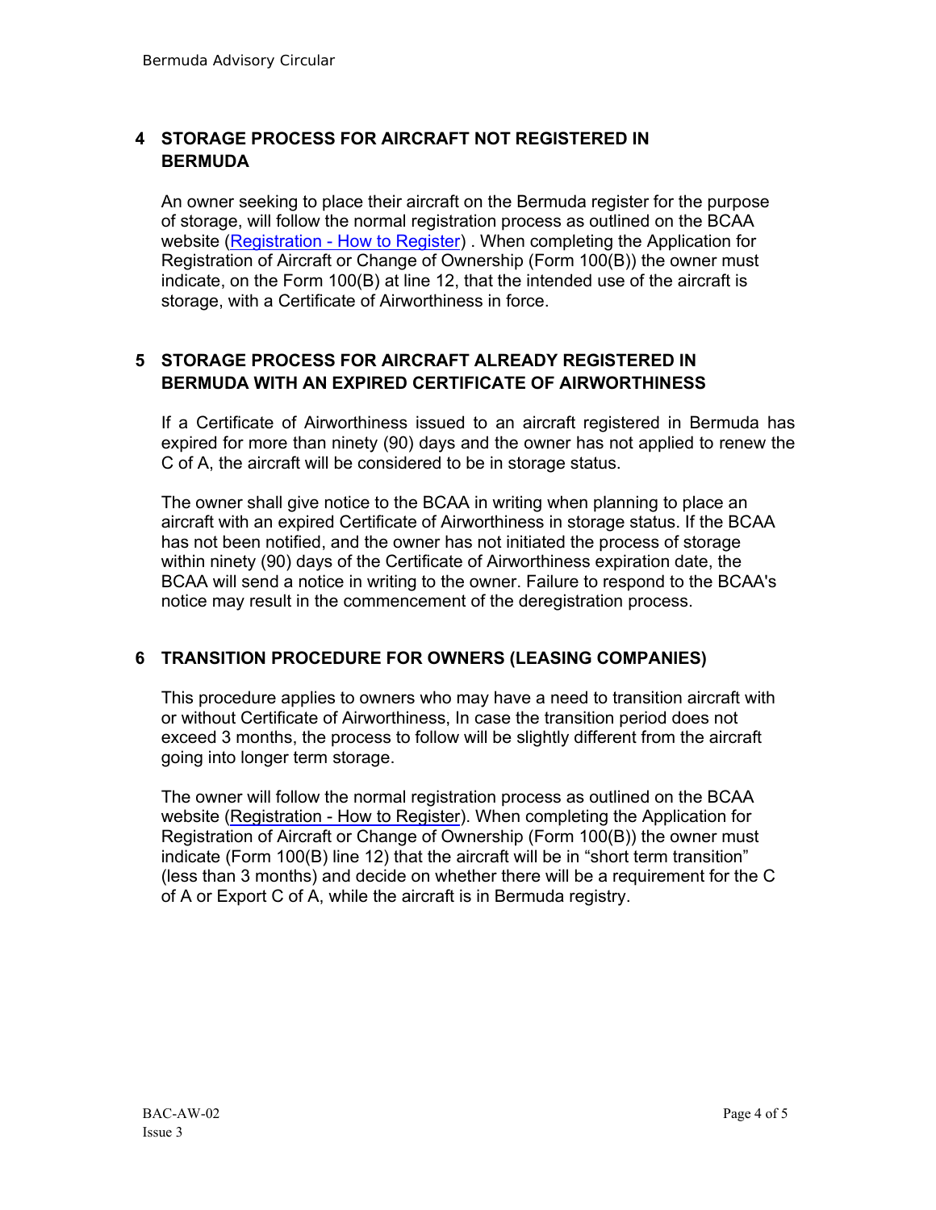## 4 STORAGE PROCESS FOR AIRCRAFT NOT REGISTERED IN BERMUDA

An owner seeking to place their aircraft on the Bermuda register for the purpose of storage, will follow the normal registration process as outlined on the BCAA website (Registration - How to Register) . When completing the Application for Registration of Aircraft or Change of Ownership (Form 100(B)) the owner must indicate, on the Form 100(B) at line 12, that the intended use of the aircraft is storage, with a Certificate of Airworthiness in force.

## 5 STORAGE PROCESS FOR AIRCRAFT ALREADY REGISTERED IN BERMUDA WITH AN EXPIRED CERTIFICATE OF AIRWORTHINESS

If a Certificate of Airworthiness issued to an aircraft registered in Bermuda has expired for more than ninety (90) days and the owner has not applied to renew the C of A, the aircraft will be considered to be in storage status.

The owner shall give notice to the BCAA in writing when planning to place an aircraft with an expired Certificate of Airworthiness in storage status. If the BCAA has not been notified, and the owner has not initiated the process of storage within ninety (90) days of the Certificate of Airworthiness expiration date, the BCAA will send a notice in writing to the owner. Failure to respond to the BCAA's notice may result in the commencement of the deregistration process.

## 6 TRANSITION PROCEDURE FOR OWNERS (LEASING COMPANIES)

This procedure applies to owners who may have a need to transition aircraft with or without Certificate of Airworthiness, In case the transition period does not exceed 3 months, the process to follow will be slightly different from the aircraft going into longer term storage.

The owner will follow the normal registration process as outlined on the BCAA website (Registration - How to Register). When completing the Application for Registration of Aircraft or Change of Ownership (Form 100(B)) the owner must indicate (Form 100(B) line 12) that the aircraft will be in "short term transition" (less than 3 months) and decide on whether there will be a requirement for the C of A or Export C of A, while the aircraft is in Bermuda registry.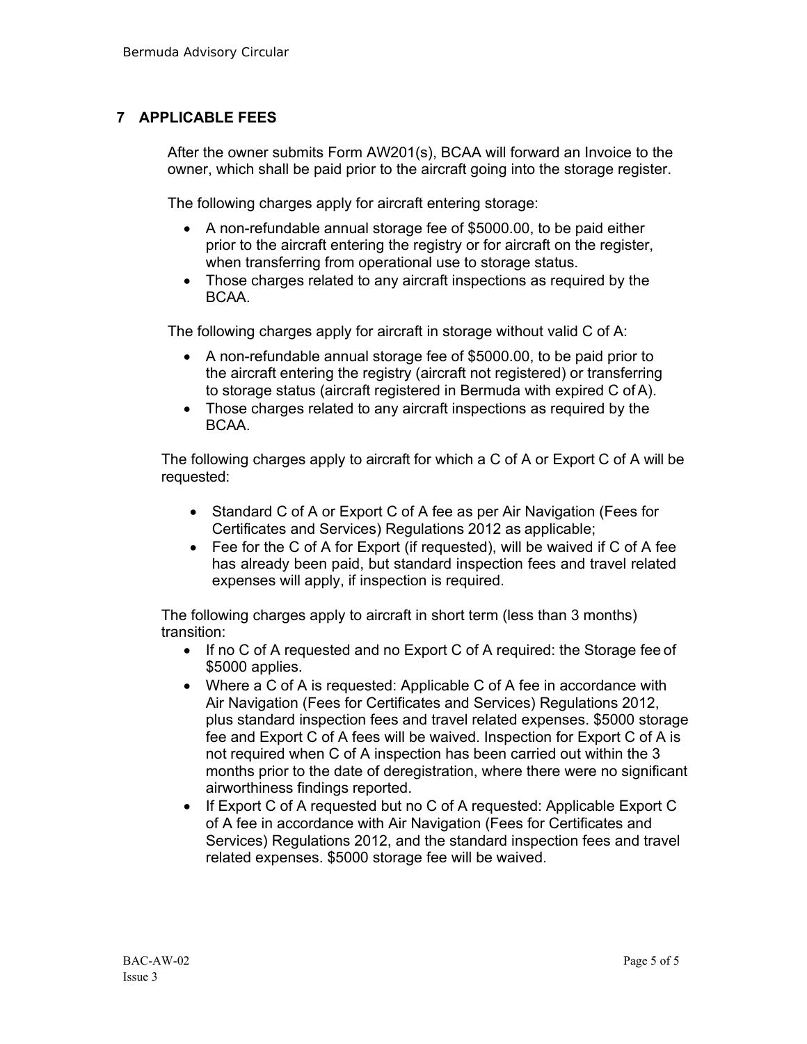## 7 APPLICABLE FEES

After the owner submits Form AW201(s), BCAA will forward an Invoice to the owner, which shall be paid prior to the aircraft going into the storage register.

The following charges apply for aircraft entering storage:

- A non-refundable annual storage fee of $5000.00, to be paid either prior to the aircraft entering the registry or for aircraft on the register, when transferring from operational use to storage status.
- Those charges related to any aircraft inspections as required by the BCAA.

The following charges apply for aircraft in storage without valid C of A:

- A non-refundable annual storage fee of $5000.00, to be paid prior to the aircraft entering the registry (aircraft not registered) or transferring to storage status (aircraft registered in Bermuda with expired C of A).
- Those charges related to any aircraft inspections as required by the BCAA.

The following charges apply to aircraft for which a C of A or Export C of A will be requested:

- Standard C of A or Export C of A fee as per Air Navigation (Fees for Certificates and Services) Regulations 2012 as applicable;
- Fee for the C of A for Export (if requested), will be waived if C of A fee has already been paid, but standard inspection fees and travel related expenses will apply, if inspection is required.

The following charges apply to aircraft in short term (less than 3 months) transition:

- If no C of A requested and no Export C of A required: the Storage fee of $5000 applies.
- Where a C of A is requested: Applicable C of A fee in accordance with Air Navigation (Fees for Certificates and Services) Regulations 2012, plus standard inspection fees and travel related expenses. $5000 storage fee and Export C of A fees will be waived. Inspection for Export C of A is not required when C of A inspection has been carried out within the 3 months prior to the date of deregistration, where there were no significant airworthiness findings reported.
- If Export C of A requested but no C of A requested: Applicable Export C of A fee in accordance with Air Navigation (Fees for Certificates and Services) Regulations 2012, and the standard inspection fees and travel related expenses. $5000 storage fee will be waived.